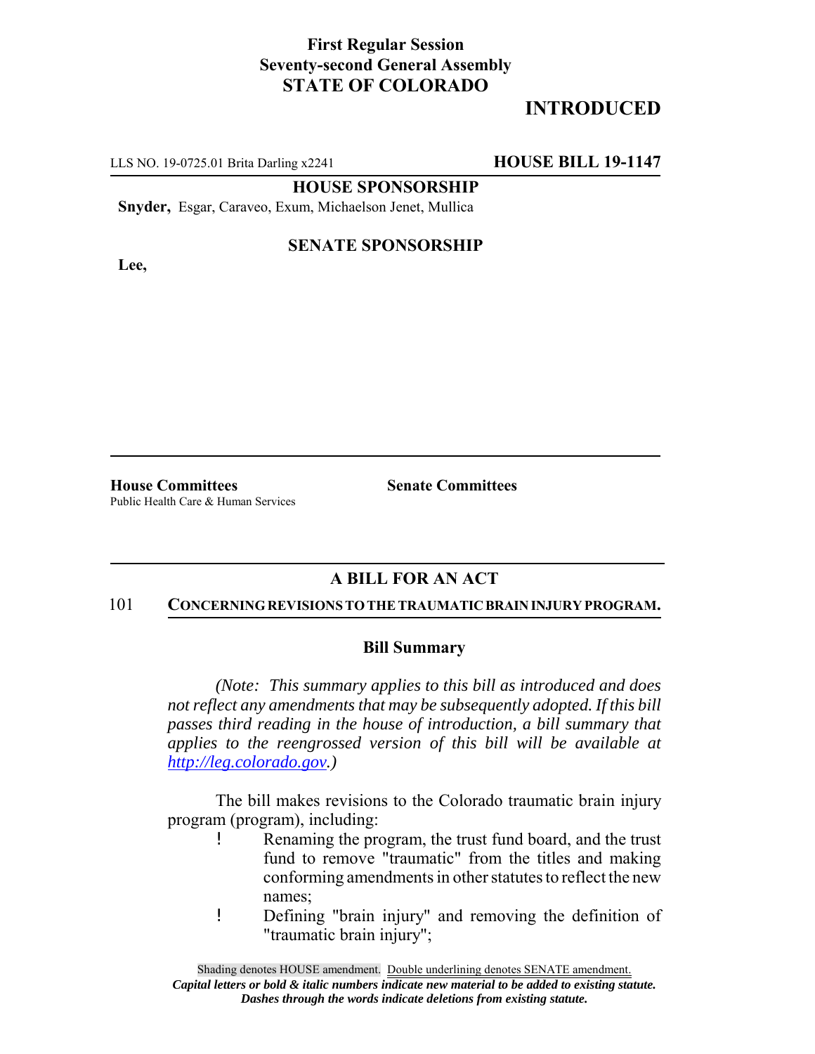**First Regular Session**
**Seventy-second General Assembly**
**STATE OF COLORADO**

# INTRODUCED

LLS NO. 19-0725.01 Brita Darling x2241 **HOUSE BILL 19-1147**

**HOUSE SPONSORSHIP**

**Snyder,** Esgar, Caraveo, Exum, Michaelson Jenet, Mullica

**SENATE SPONSORSHIP**

**Lee,**

**House Committees**
Public Health Care & Human Services

**Senate Committees**

## A BILL FOR AN ACT

101 **CONCERNING REVISIONS TO THE TRAUMATIC BRAIN INJURY PROGRAM.**

### Bill Summary

*(Note: This summary applies to this bill as introduced and does not reflect any amendments that may be subsequently adopted. If this bill passes third reading in the house of introduction, a bill summary that applies to the reengrossed version of this bill will be available at http://leg.colorado.gov.)*

The bill makes revisions to the Colorado traumatic brain injury program (program), including:

- Renaming the program, the trust fund board, and the trust fund to remove "traumatic" from the titles and making conforming amendments in other statutes to reflect the new names;
- Defining "brain injury" and removing the definition of "traumatic brain injury";

Shading denotes HOUSE amendment. Double underlining denotes SENATE amendment.
*Capital letters or bold & italic numbers indicate new material to be added to existing statute.*
*Dashes through the words indicate deletions from existing statute.*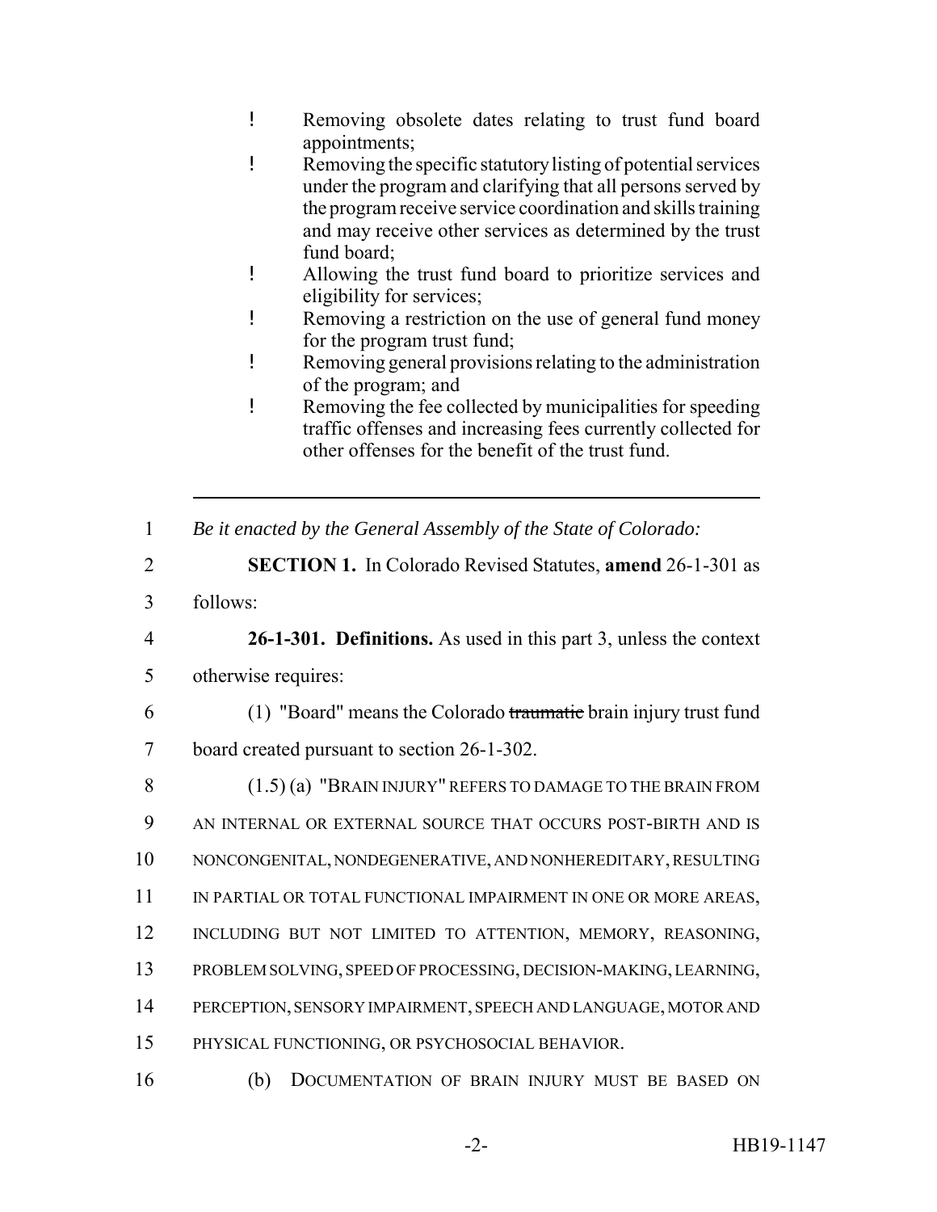- Removing obsolete dates relating to trust fund board appointments;
- Removing the specific statutory listing of potential services under the program and clarifying that all persons served by the program receive service coordination and skills training and may receive other services as determined by the trust fund board;
- Allowing the trust fund board to prioritize services and eligibility for services;
- Removing a restriction on the use of general fund money for the program trust fund;
- Removing general provisions relating to the administration of the program; and
- Removing the fee collected by municipalities for speeding traffic offenses and increasing fees currently collected for other offenses for the benefit of the trust fund.

---

1 *Be it enacted by the General Assembly of the State of Colorado:*

2 **SECTION 1.** In Colorado Revised Statutes, **amend** 26-1-301 as

3 follows:

4 **26-1-301. Definitions.** As used in this part 3, unless the context

5 otherwise requires:

6 (1) "Board" means the Colorado ~~traumatic~~ brain injury trust fund

7 board created pursuant to section 26-1-302.

8 (1.5) (a) "BRAIN INJURY" REFERS TO DAMAGE TO THE BRAIN FROM

9 AN INTERNAL OR EXTERNAL SOURCE THAT OCCURS POST-BIRTH AND IS

10 NONCONGENITAL, NONDEGENERATIVE, AND NONHEREDITARY, RESULTING

11 IN PARTIAL OR TOTAL FUNCTIONAL IMPAIRMENT IN ONE OR MORE AREAS,

12 INCLUDING BUT NOT LIMITED TO ATTENTION, MEMORY, REASONING,

13 PROBLEM SOLVING, SPEED OF PROCESSING, DECISION-MAKING, LEARNING,

14 PERCEPTION, SENSORY IMPAIRMENT, SPEECH AND LANGUAGE, MOTOR AND

15 PHYSICAL FUNCTIONING, OR PSYCHOSOCIAL BEHAVIOR.

16 (b) DOCUMENTATION OF BRAIN INJURY MUST BE BASED ON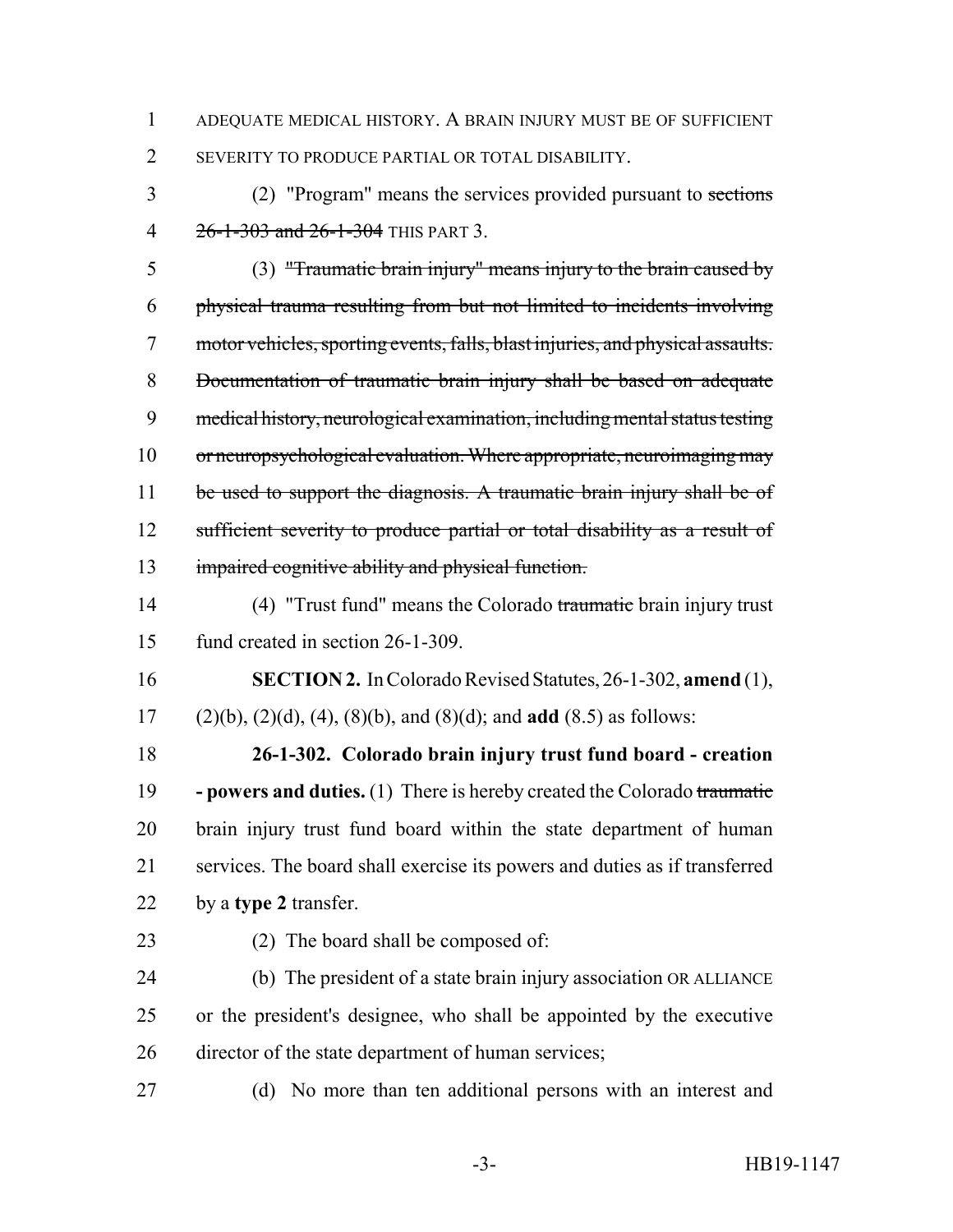ADEQUATE MEDICAL HISTORY. A BRAIN INJURY MUST BE OF SUFFICIENT SEVERITY TO PRODUCE PARTIAL OR TOTAL DISABILITY.

(2) "Program" means the services provided pursuant to ~~sections 26-1-303 and 26-1-304~~ THIS PART 3.

(3) ~~"Traumatic brain injury" means injury to the brain caused by physical trauma resulting from but not limited to incidents involving motor vehicles, sporting events, falls, blast injuries, and physical assaults. Documentation of traumatic brain injury shall be based on adequate medical history, neurological examination, including mental status testing or neuropsychological evaluation. Where appropriate, neuroimaging may be used to support the diagnosis. A traumatic brain injury shall be of sufficient severity to produce partial or total disability as a result of impaired cognitive ability and physical function.~~

(4) "Trust fund" means the Colorado ~~traumatic~~ brain injury trust fund created in section 26-1-309.

**SECTION 2.** In Colorado Revised Statutes, 26-1-302, **amend** (1), (2)(b), (2)(d), (4), (8)(b), and (8)(d); and **add** (8.5) as follows:

**26-1-302. Colorado brain injury trust fund board - creation - powers and duties.** (1) There is hereby created the Colorado ~~traumatic~~ brain injury trust fund board within the state department of human services. The board shall exercise its powers and duties as if transferred by a **type 2** transfer.

(2) The board shall be composed of:

(b) The president of a state brain injury association OR ALLIANCE or the president's designee, who shall be appointed by the executive director of the state department of human services;

(d) No more than ten additional persons with an interest and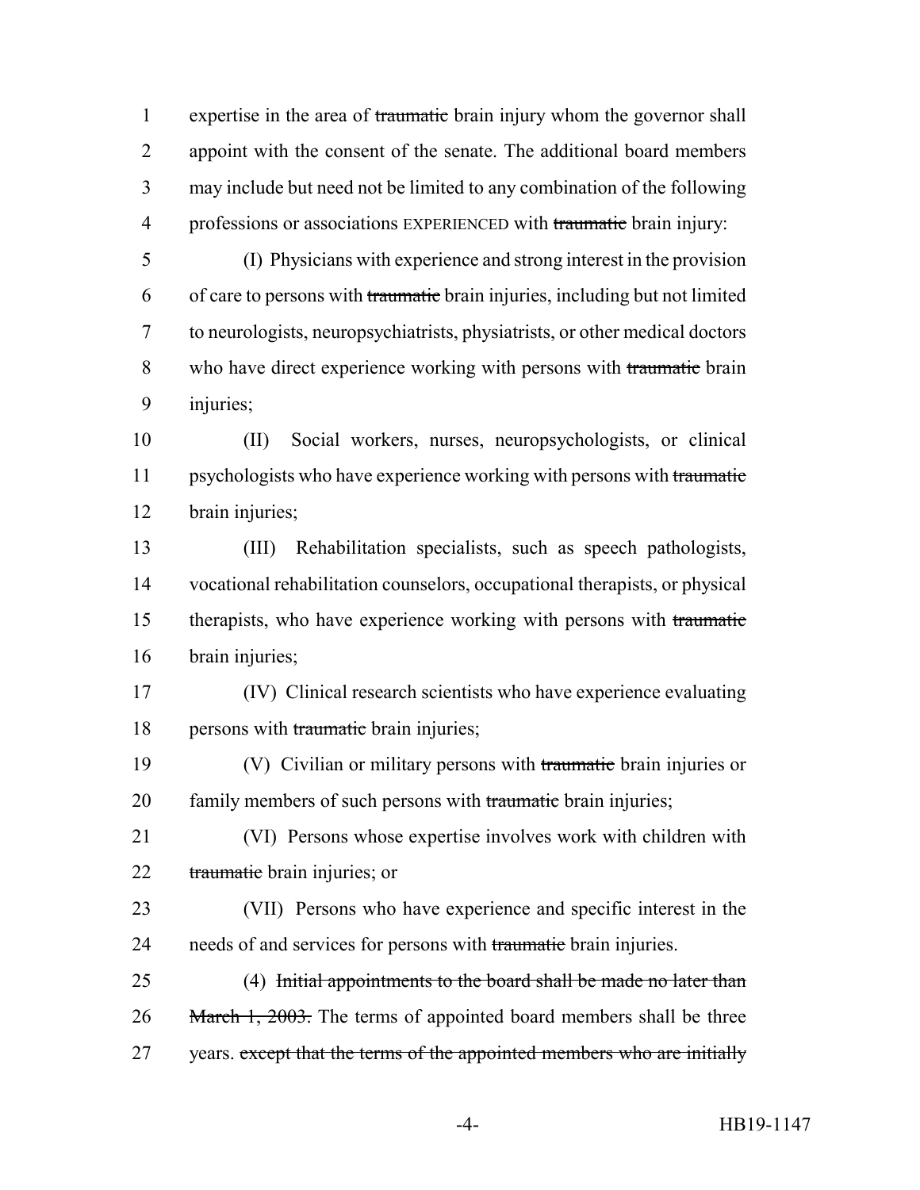1 expertise in the area of ~~traumatic~~ brain injury whom the governor shall
2 appoint with the consent of the senate. The additional board members
3 may include but need not be limited to any combination of the following
4 professions or associations EXPERIENCED with ~~traumatic~~ brain injury:

5 (I) Physicians with experience and strong interest in the provision
6 of care to persons with ~~traumatic~~ brain injuries, including but not limited
7 to neurologists, neuropsychiatrists, physiatrists, or other medical doctors
8 who have direct experience working with persons with ~~traumatic~~ brain
9 injuries;

10 (II) Social workers, nurses, neuropsychologists, or clinical
11 psychologists who have experience working with persons with ~~traumatic~~
12 brain injuries;

13 (III) Rehabilitation specialists, such as speech pathologists,
14 vocational rehabilitation counselors, occupational therapists, or physical
15 therapists, who have experience working with persons with ~~traumatic~~
16 brain injuries;

17 (IV) Clinical research scientists who have experience evaluating
18 persons with ~~traumatic~~ brain injuries;

19 (V) Civilian or military persons with ~~traumatic~~ brain injuries or
20 family members of such persons with ~~traumatic~~ brain injuries;

21 (VI) Persons whose expertise involves work with children with
22 ~~traumatic~~ brain injuries; or

23 (VII) Persons who have experience and specific interest in the
24 needs of and services for persons with ~~traumatic~~ brain injuries.

25 (4) ~~Initial appointments to the board shall be made no later than~~
26 ~~March 1, 2003.~~ The terms of appointed board members shall be three
27 years. ~~except that the terms of the appointed members who are initially~~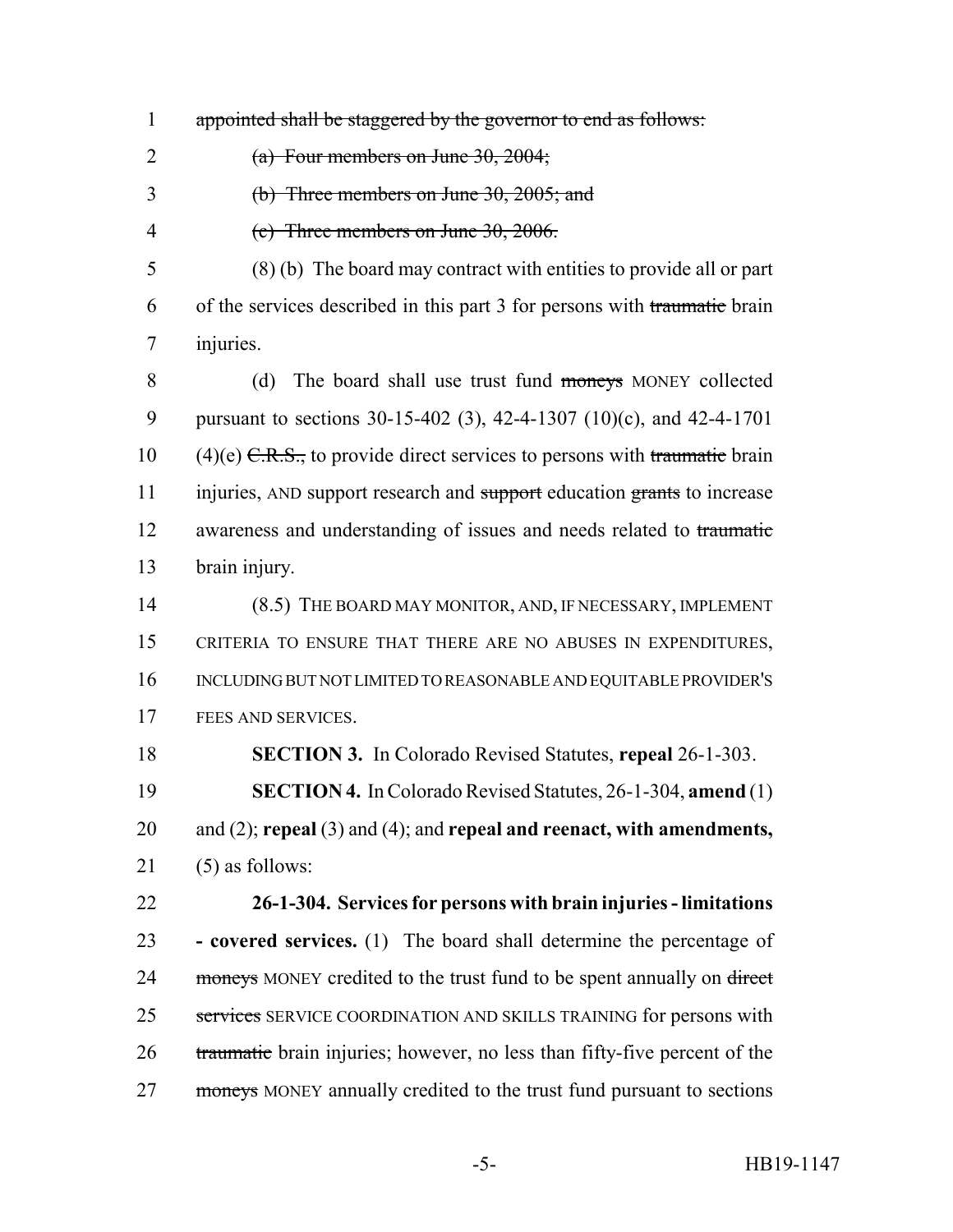appointed shall be staggered by the governor to end as follows:

(a) Four members on June 30, 2004;

(b) Three members on June 30, 2005; and

(c) Three members on June 30, 2006.

(8) (b) The board may contract with entities to provide all or part of the services described in this part 3 for persons with traumatic brain injuries.

(d) The board shall use trust fund moneys MONEY collected pursuant to sections 30-15-402 (3), 42-4-1307 (10)(c), and 42-4-1701 (4)(e) C.R.S., to provide direct services to persons with traumatic brain injuries, AND support research and support education grants to increase awareness and understanding of issues and needs related to traumatic brain injury.

(8.5) THE BOARD MAY MONITOR, AND, IF NECESSARY, IMPLEMENT CRITERIA TO ENSURE THAT THERE ARE NO ABUSES IN EXPENDITURES, INCLUDING BUT NOT LIMITED TO REASONABLE AND EQUITABLE PROVIDER'S FEES AND SERVICES.

**SECTION 3.** In Colorado Revised Statutes, **repeal** 26-1-303.

**SECTION 4.** In Colorado Revised Statutes, 26-1-304, **amend** (1) and (2); **repeal** (3) and (4); and **repeal and reenact, with amendments,** (5) as follows:

**26-1-304. Services for persons with brain injuries - limitations - covered services.** (1) The board shall determine the percentage of moneys MONEY credited to the trust fund to be spent annually on direct services SERVICE COORDINATION AND SKILLS TRAINING for persons with traumatic brain injuries; however, no less than fifty-five percent of the moneys MONEY annually credited to the trust fund pursuant to sections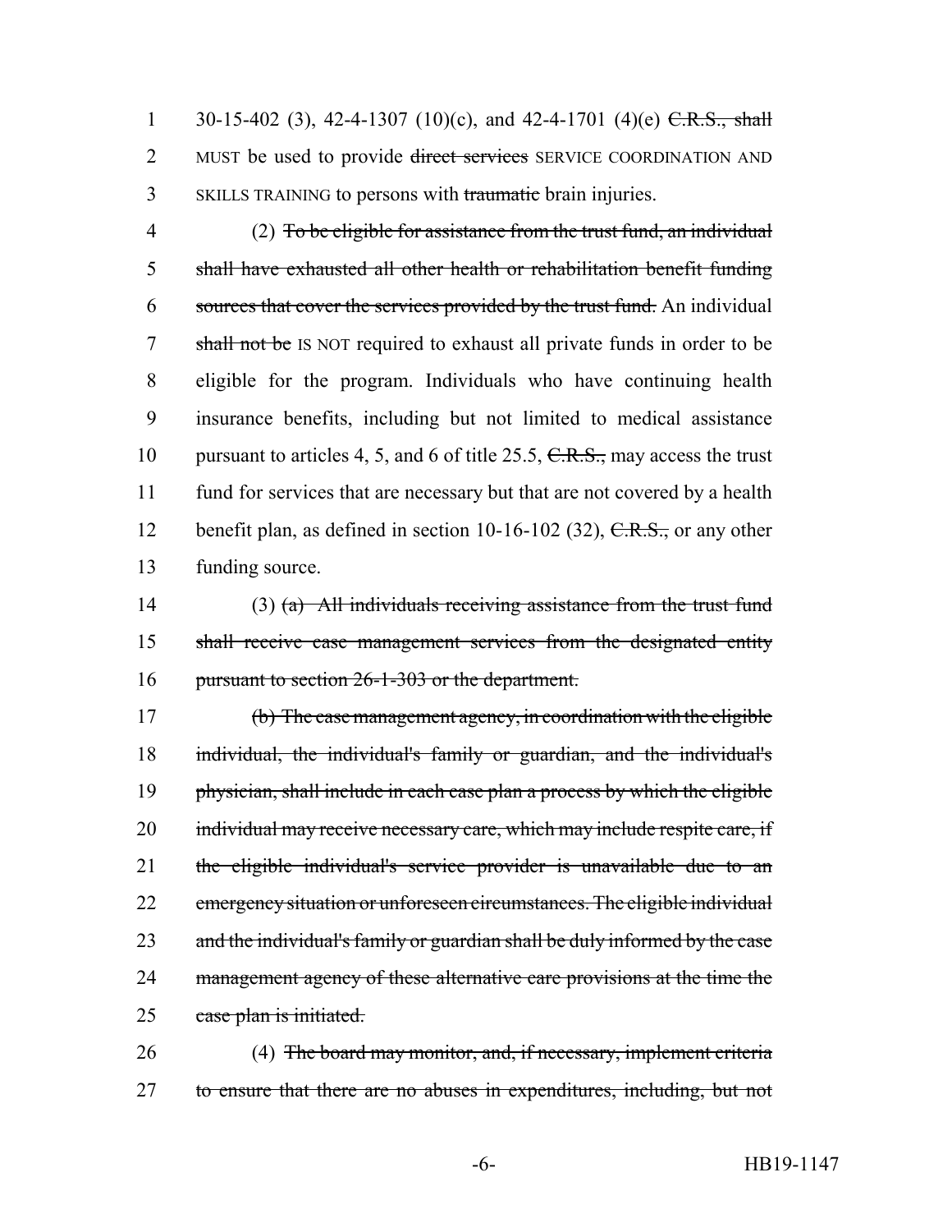30-15-402 (3), 42-4-1307 (10)(c), and 42-4-1701 (4)(e) ~~C.R.S., shall~~ MUST be used to provide ~~direct services~~ SERVICE COORDINATION AND SKILLS TRAINING to persons with ~~traumatic~~ brain injuries.

(2) ~~To be eligible for assistance from the trust fund, an individual shall have exhausted all other health or rehabilitation benefit funding sources that cover the services provided by the trust fund.~~ An individual ~~shall not be~~ IS NOT required to exhaust all private funds in order to be eligible for the program. Individuals who have continuing health insurance benefits, including but not limited to medical assistance pursuant to articles 4, 5, and 6 of title 25.5, ~~C.R.S.,~~ may access the trust fund for services that are necessary but that are not covered by a health benefit plan, as defined in section 10-16-102 (32), ~~C.R.S.,~~ or any other funding source.

(3) ~~(a) All individuals receiving assistance from the trust fund shall receive case management services from the designated entity pursuant to section 26-1-303 or the department.~~

~~(b) The case management agency, in coordination with the eligible individual, the individual's family or guardian, and the individual's physician, shall include in each case plan a process by which the eligible individual may receive necessary care, which may include respite care, if the eligible individual's service provider is unavailable due to an emergency situation or unforeseen circumstances. The eligible individual and the individual's family or guardian shall be duly informed by the case management agency of these alternative care provisions at the time the case plan is initiated.~~

(4) ~~The board may monitor, and, if necessary, implement criteria to ensure that there are no abuses in expenditures, including, but not~~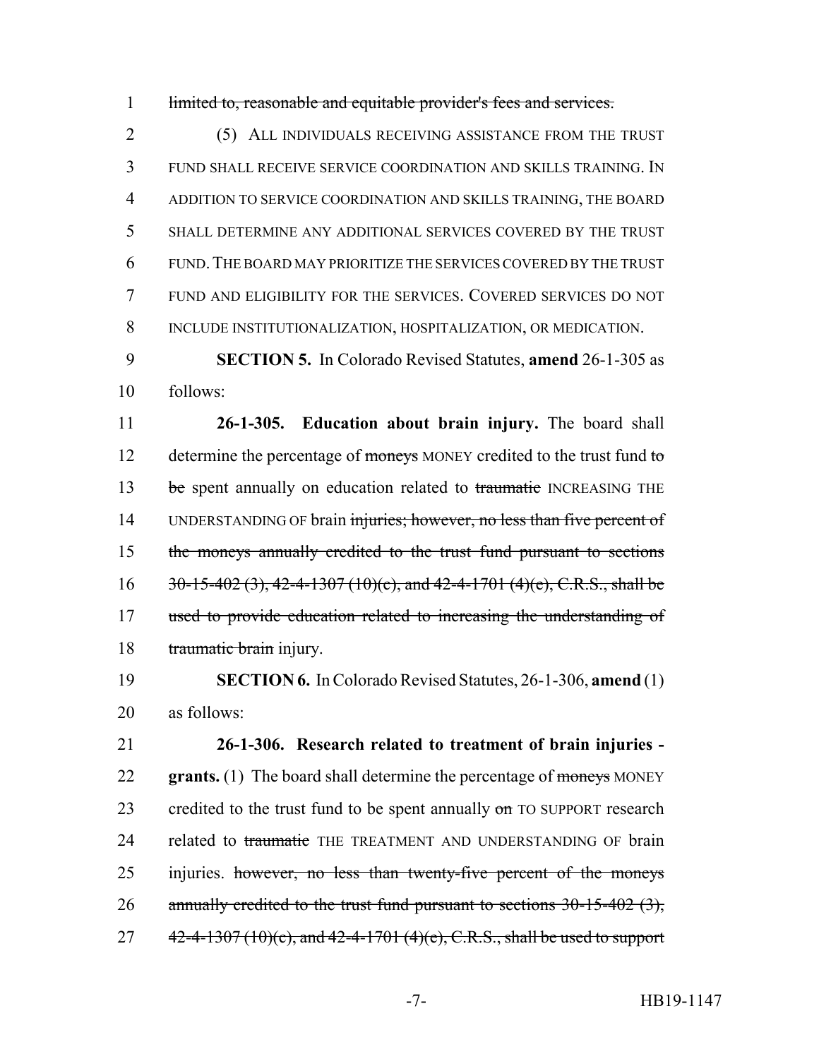limited to, reasonable and equitable provider's fees and services.

(5) ALL INDIVIDUALS RECEIVING ASSISTANCE FROM THE TRUST FUND SHALL RECEIVE SERVICE COORDINATION AND SKILLS TRAINING. IN ADDITION TO SERVICE COORDINATION AND SKILLS TRAINING, THE BOARD SHALL DETERMINE ANY ADDITIONAL SERVICES COVERED BY THE TRUST FUND. THE BOARD MAY PRIORITIZE THE SERVICES COVERED BY THE TRUST FUND AND ELIGIBILITY FOR THE SERVICES. COVERED SERVICES DO NOT INCLUDE INSTITUTIONALIZATION, HOSPITALIZATION, OR MEDICATION.

**SECTION 5.** In Colorado Revised Statutes, **amend** 26-1-305 as follows:

**26-1-305. Education about brain injury.** The board shall determine the percentage of moneys MONEY credited to the trust fund to be spent annually on education related to traumatic INCREASING THE UNDERSTANDING OF brain injuries; however, no less than five percent of the moneys annually credited to the trust fund pursuant to sections 30-15-402 (3), 42-4-1307 (10)(c), and 42-4-1701 (4)(e), C.R.S., shall be used to provide education related to increasing the understanding of traumatic brain injury.

**SECTION 6.** In Colorado Revised Statutes, 26-1-306, **amend** (1) as follows:

**26-1-306. Research related to treatment of brain injuries - grants.** (1) The board shall determine the percentage of moneys MONEY credited to the trust fund to be spent annually on TO SUPPORT research related to traumatic THE TREATMENT AND UNDERSTANDING OF brain injuries. however, no less than twenty-five percent of the moneys annually credited to the trust fund pursuant to sections 30-15-402 (3), 42-4-1307 (10)(c), and 42-4-1701 (4)(e), C.R.S., shall be used to support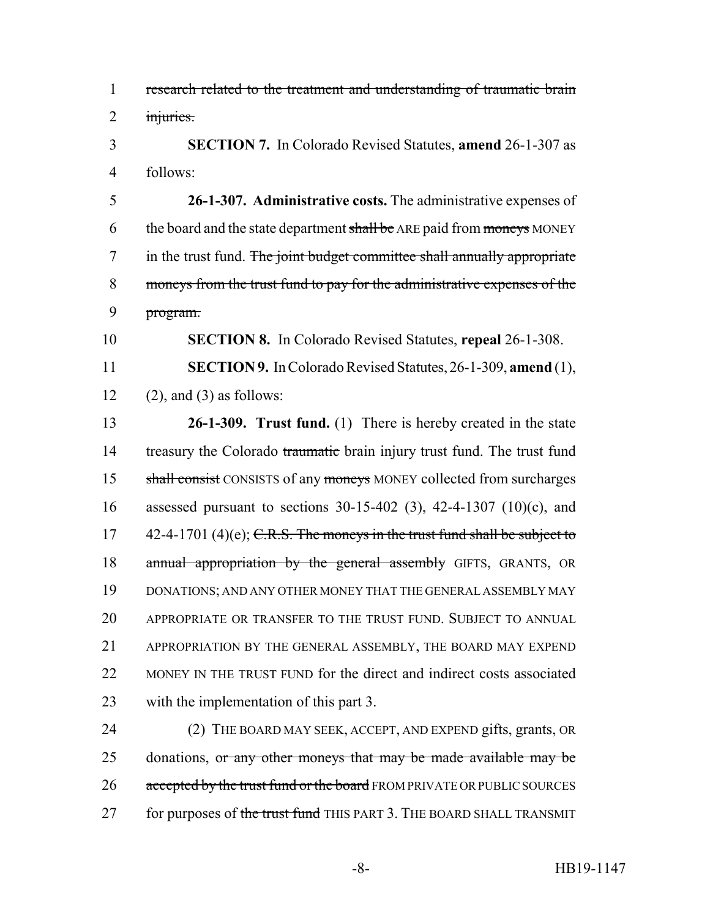research related to the treatment and understanding of traumatic brain injuries.

**SECTION 7.** In Colorado Revised Statutes, **amend** 26-1-307 as follows:

**26-1-307. Administrative costs.** The administrative expenses of the board and the state department shall be ARE paid from moneys MONEY in the trust fund. The joint budget committee shall annually appropriate moneys from the trust fund to pay for the administrative expenses of the program.

**SECTION 8.** In Colorado Revised Statutes, **repeal** 26-1-308.

**SECTION 9.** In Colorado Revised Statutes, 26-1-309, **amend** (1), (2), and (3) as follows:

**26-1-309. Trust fund.** (1) There is hereby created in the state treasury the Colorado traumatic brain injury trust fund. The trust fund shall consist CONSISTS of any moneys MONEY collected from surcharges assessed pursuant to sections 30-15-402 (3), 42-4-1307 (10)(c), and 42-4-1701 (4)(e); C.R.S. The moneys in the trust fund shall be subject to annual appropriation by the general assembly GIFTS, GRANTS, OR DONATIONS; AND ANY OTHER MONEY THAT THE GENERAL ASSEMBLY MAY APPROPRIATE OR TRANSFER TO THE TRUST FUND. SUBJECT TO ANNUAL APPROPRIATION BY THE GENERAL ASSEMBLY, THE BOARD MAY EXPEND MONEY IN THE TRUST FUND for the direct and indirect costs associated with the implementation of this part 3.

(2) THE BOARD MAY SEEK, ACCEPT, AND EXPEND gifts, grants, OR donations, or any other moneys that may be made available may be accepted by the trust fund or the board FROM PRIVATE OR PUBLIC SOURCES for purposes of the trust fund THIS PART 3. THE BOARD SHALL TRANSMIT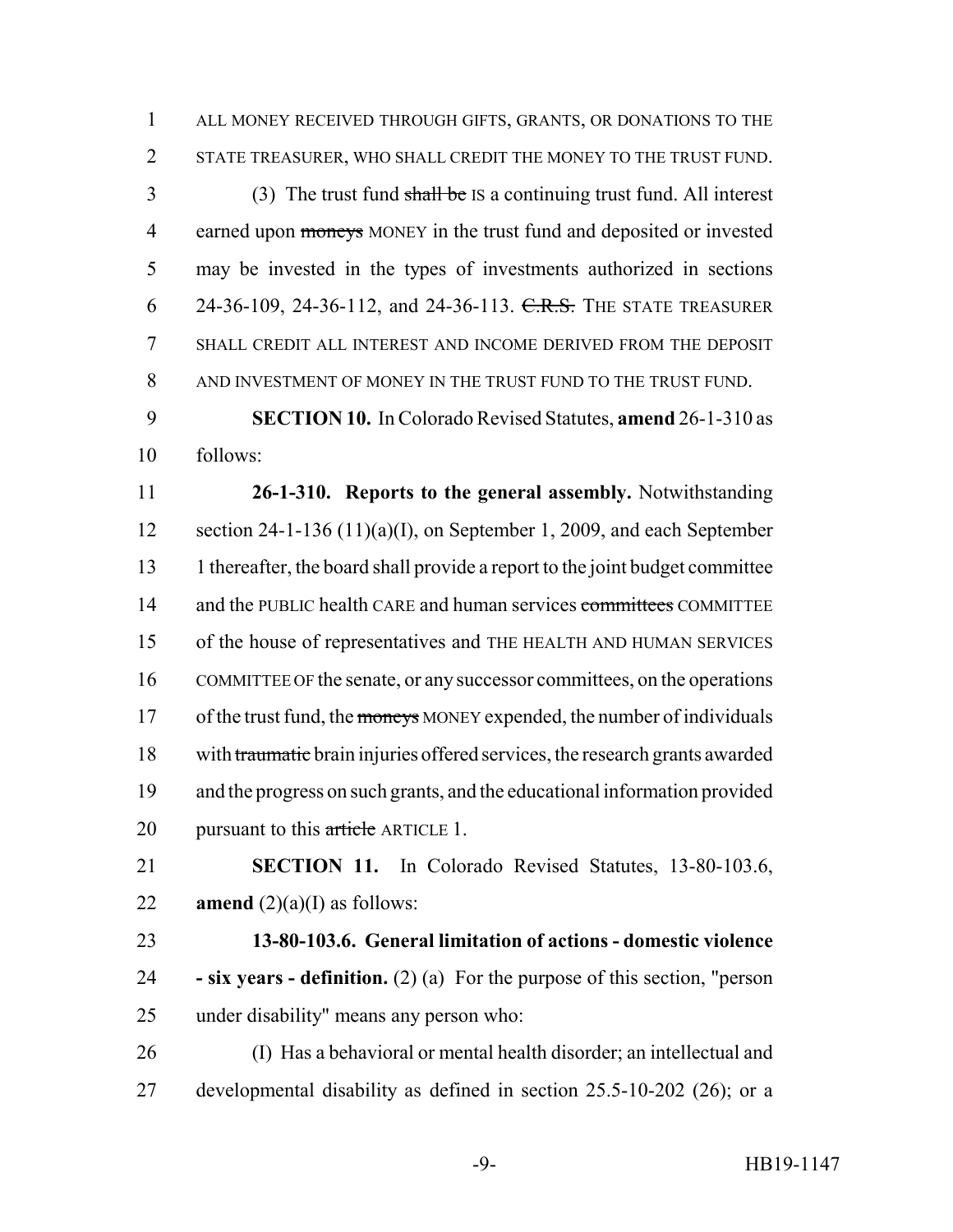ALL MONEY RECEIVED THROUGH GIFTS, GRANTS, OR DONATIONS TO THE STATE TREASURER, WHO SHALL CREDIT THE MONEY TO THE TRUST FUND.

(3) The trust fund ~~shall be~~ IS a continuing trust fund. All interest earned upon ~~moneys~~ MONEY in the trust fund and deposited or invested may be invested in the types of investments authorized in sections 24-36-109, 24-36-112, and 24-36-113. ~~C.R.S.~~ THE STATE TREASURER SHALL CREDIT ALL INTEREST AND INCOME DERIVED FROM THE DEPOSIT AND INVESTMENT OF MONEY IN THE TRUST FUND TO THE TRUST FUND.

**SECTION 10.** In Colorado Revised Statutes, **amend** 26-1-310 as follows:

**26-1-310. Reports to the general assembly.** Notwithstanding section 24-1-136 (11)(a)(I), on September 1, 2009, and each September 1 thereafter, the board shall provide a report to the joint budget committee and the PUBLIC health CARE and human services ~~committees~~ COMMITTEE of the house of representatives and THE HEALTH AND HUMAN SERVICES COMMITTEE OF the senate, or any successor committees, on the operations of the trust fund, the ~~moneys~~ MONEY expended, the number of individuals with ~~traumatic~~ brain injuries offered services, the research grants awarded and the progress on such grants, and the educational information provided pursuant to this ~~article~~ ARTICLE 1.

**SECTION 11.** In Colorado Revised Statutes, 13-80-103.6, **amend** (2)(a)(I) as follows:

**13-80-103.6. General limitation of actions - domestic violence - six years - definition.** (2) (a) For the purpose of this section, "person under disability" means any person who:

(I) Has a behavioral or mental health disorder; an intellectual and developmental disability as defined in section 25.5-10-202 (26); or a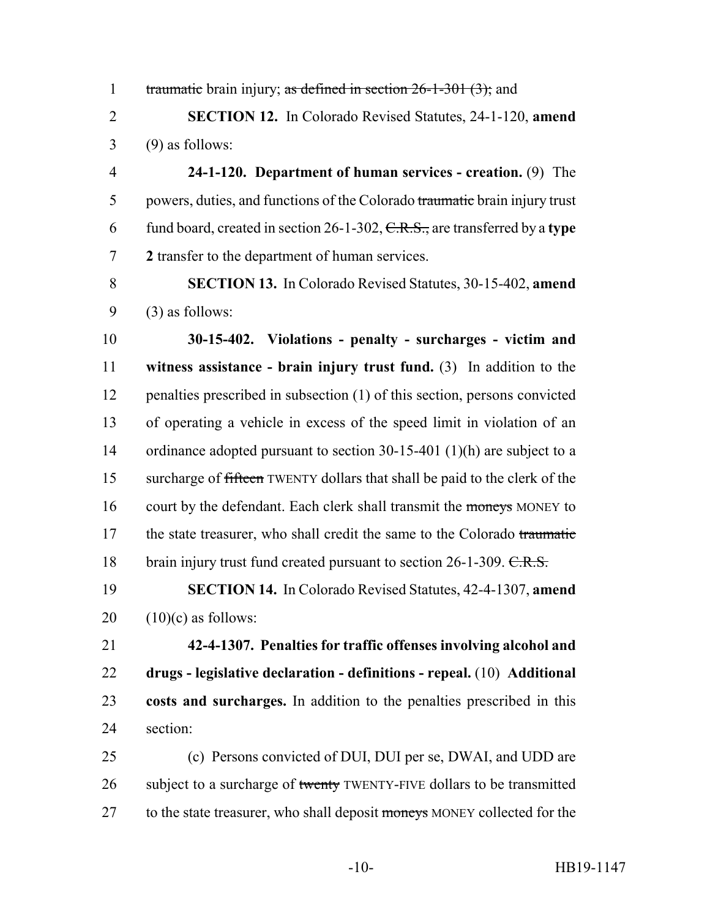traumatic brain injury; as defined in section 26-1-301 (3); and

**SECTION 12.** In Colorado Revised Statutes, 24-1-120, **amend** (9) as follows:

**24-1-120. Department of human services - creation.** (9) The powers, duties, and functions of the Colorado traumatic brain injury trust fund board, created in section 26-1-302, C.R.S., are transferred by a **type 2** transfer to the department of human services.

**SECTION 13.** In Colorado Revised Statutes, 30-15-402, **amend** (3) as follows:

**30-15-402. Violations - penalty - surcharges - victim and witness assistance - brain injury trust fund.** (3) In addition to the penalties prescribed in subsection (1) of this section, persons convicted of operating a vehicle in excess of the speed limit in violation of an ordinance adopted pursuant to section 30-15-401 (1)(h) are subject to a surcharge of fifteen TWENTY dollars that shall be paid to the clerk of the court by the defendant. Each clerk shall transmit the moneys MONEY to the state treasurer, who shall credit the same to the Colorado traumatic brain injury trust fund created pursuant to section 26-1-309. C.R.S.

**SECTION 14.** In Colorado Revised Statutes, 42-4-1307, **amend** (10)(c) as follows:

**42-4-1307. Penalties for traffic offenses involving alcohol and drugs - legislative declaration - definitions - repeal.** (10) **Additional costs and surcharges.** In addition to the penalties prescribed in this section:

(c) Persons convicted of DUI, DUI per se, DWAI, and UDD are subject to a surcharge of twenty TWENTY-FIVE dollars to be transmitted to the state treasurer, who shall deposit moneys MONEY collected for the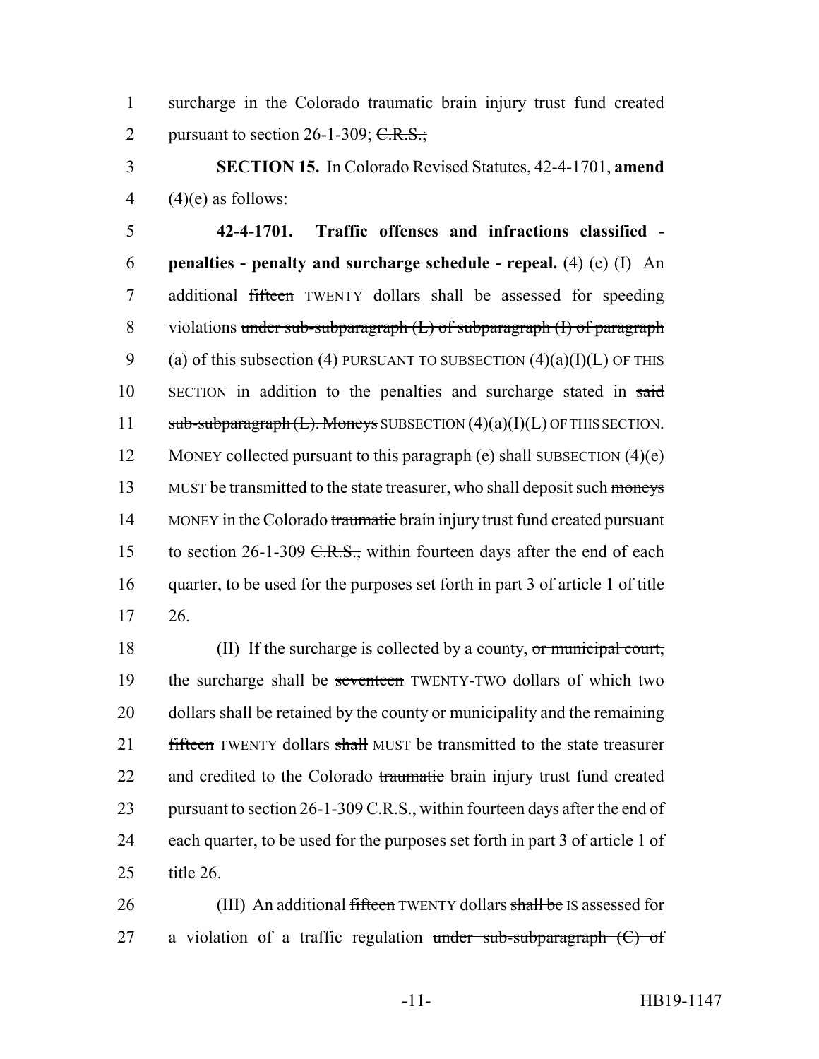surcharge in the Colorado ~~traumatic~~ brain injury trust fund created pursuant to section 26-1-309; ~~C.R.S.;~~

**SECTION 15.** In Colorado Revised Statutes, 42-4-1701, **amend** (4)(e) as follows:

**42-4-1701. Traffic offenses and infractions classified - penalties - penalty and surcharge schedule - repeal.** (4) (e) (I) An additional ~~fifteen~~ TWENTY dollars shall be assessed for speeding violations ~~under sub-subparagraph (L) of subparagraph (I) of paragraph (a) of this subsection (4)~~ PURSUANT TO SUBSECTION (4)(a)(I)(L) OF THIS SECTION in addition to the penalties and surcharge stated in ~~said sub-subparagraph (L). Moneys~~ SUBSECTION (4)(a)(I)(L) OF THIS SECTION. MONEY collected pursuant to this ~~paragraph (e) shall~~ SUBSECTION (4)(e) MUST be transmitted to the state treasurer, who shall deposit such ~~moneys~~ MONEY in the Colorado ~~traumatic~~ brain injury trust fund created pursuant to section 26-1-309 ~~C.R.S.,~~ within fourteen days after the end of each quarter, to be used for the purposes set forth in part 3 of article 1 of title 26.

(II) If the surcharge is collected by a county, ~~or municipal court,~~ the surcharge shall be ~~seventeen~~ TWENTY-TWO dollars of which two dollars shall be retained by the county ~~or municipality~~ and the remaining ~~fifteen~~ TWENTY dollars ~~shall~~ MUST be transmitted to the state treasurer and credited to the Colorado ~~traumatic~~ brain injury trust fund created pursuant to section 26-1-309 ~~C.R.S.,~~ within fourteen days after the end of each quarter, to be used for the purposes set forth in part 3 of article 1 of title 26.

(III) An additional ~~fifteen~~ TWENTY dollars ~~shall be~~ IS assessed for a violation of a traffic regulation ~~under sub-subparagraph (C) of~~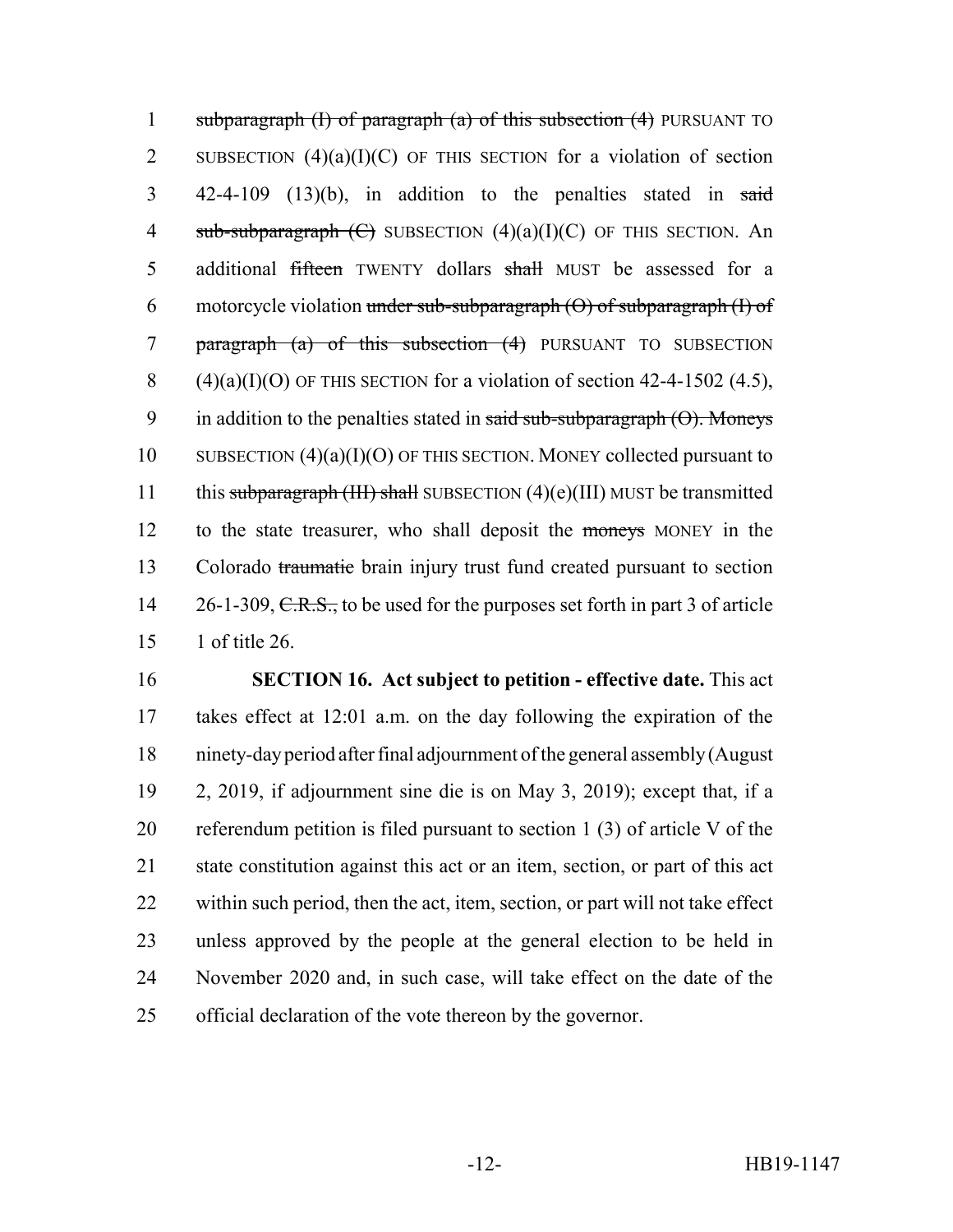subparagraph (I) of paragraph (a) of this subsection (4) PURSUANT TO SUBSECTION (4)(a)(I)(C) OF THIS SECTION for a violation of section 42-4-109 (13)(b), in addition to the penalties stated in said sub-subparagraph (C) SUBSECTION (4)(a)(I)(C) OF THIS SECTION. An additional fifteen TWENTY dollars shall MUST be assessed for a motorcycle violation under sub-subparagraph (O) of subparagraph (I) of paragraph (a) of this subsection (4) PURSUANT TO SUBSECTION (4)(a)(I)(O) OF THIS SECTION for a violation of section 42-4-1502 (4.5), in addition to the penalties stated in said sub-subparagraph (O). Moneys SUBSECTION (4)(a)(I)(O) OF THIS SECTION. MONEY collected pursuant to this subparagraph (III) shall SUBSECTION (4)(e)(III) MUST be transmitted to the state treasurer, who shall deposit the moneys MONEY in the Colorado traumatic brain injury trust fund created pursuant to section 26-1-309, C.R.S., to be used for the purposes set forth in part 3 of article 1 of title 26.

**SECTION 16. Act subject to petition - effective date.** This act takes effect at 12:01 a.m. on the day following the expiration of the ninety-day period after final adjournment of the general assembly (August 2, 2019, if adjournment sine die is on May 3, 2019); except that, if a referendum petition is filed pursuant to section 1 (3) of article V of the state constitution against this act or an item, section, or part of this act within such period, then the act, item, section, or part will not take effect unless approved by the people at the general election to be held in November 2020 and, in such case, will take effect on the date of the official declaration of the vote thereon by the governor.